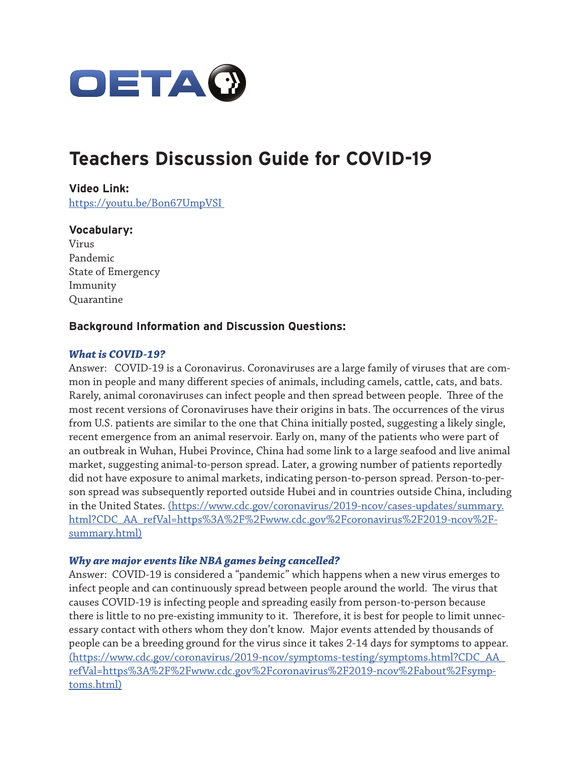OETA

# Teachers Discussion Guide for COVID-19

**Video Link:**
[https://youtu.be/Bon67UmpVSI](https://youtu.be/Bon67UmpVSI)

**Vocabulary:**

Virus
Pandemic
State of Emergency
Immunity
Quarantine

### Background Information and Discussion Questions:

***What is COVID-19?***

Answer: COVID-19 is a Coronavirus. Coronaviruses are a large family of viruses that are common in people and many different species of animals, including camels, cattle, cats, and bats. Rarely, animal coronaviruses can infect people and then spread between people. Three of the most recent versions of Coronaviruses have their origins in bats. The occurrences of the virus from U.S. patients are similar to the one that China initially posted, suggesting a likely single, recent emergence from an animal reservoir. Early on, many of the patients who were part of an outbreak in Wuhan, Hubei Province, China had some link to a large seafood and live animal market, suggesting animal-to-person spread. Later, a growing number of patients reportedly did not have exposure to animal markets, indicating person-to-person spread. Person-to-person spread was subsequently reported outside Hubei and in countries outside China, including in the United States. [(https://www.cdc.gov/coronavirus/2019-ncov/cases-updates/summary.html?CDC_AA_refVal=https%3A%2F%2Fwww.cdc.gov%2Fcoronavirus%2F2019-ncov%2Fsummary.html)](https://www.cdc.gov/coronavirus/2019-ncov/cases-updates/summary.html?CDC_AA_refVal=https%3A%2F%2Fwww.cdc.gov%2Fcoronavirus%2F2019-ncov%2Fsummary.html)

***Why are major events like NBA games being cancelled?***

Answer: COVID-19 is considered a "pandemic" which happens when a new virus emerges to infect people and can continuously spread between people around the world. The virus that causes COVID-19 is infecting people and spreading easily from person-to-person because there is little to no pre-existing immunity to it. Therefore, it is best for people to limit unnecessary contact with others whom they don't know. Major events attended by thousands of people can be a breeding ground for the virus since it takes 2-14 days for symptoms to appear. [(https://www.cdc.gov/coronavirus/2019-ncov/symptoms-testing/symptoms.html?CDC_AA_refVal=https%3A%2F%2Fwww.cdc.gov%2Fcoronavirus%2F2019-ncov%2Fabout%2Fsymptoms.html)](https://www.cdc.gov/coronavirus/2019-ncov/symptoms-testing/symptoms.html?CDC_AA_refVal=https%3A%2F%2Fwww.cdc.gov%2Fcoronavirus%2F2019-ncov%2Fabout%2Fsymptoms.html)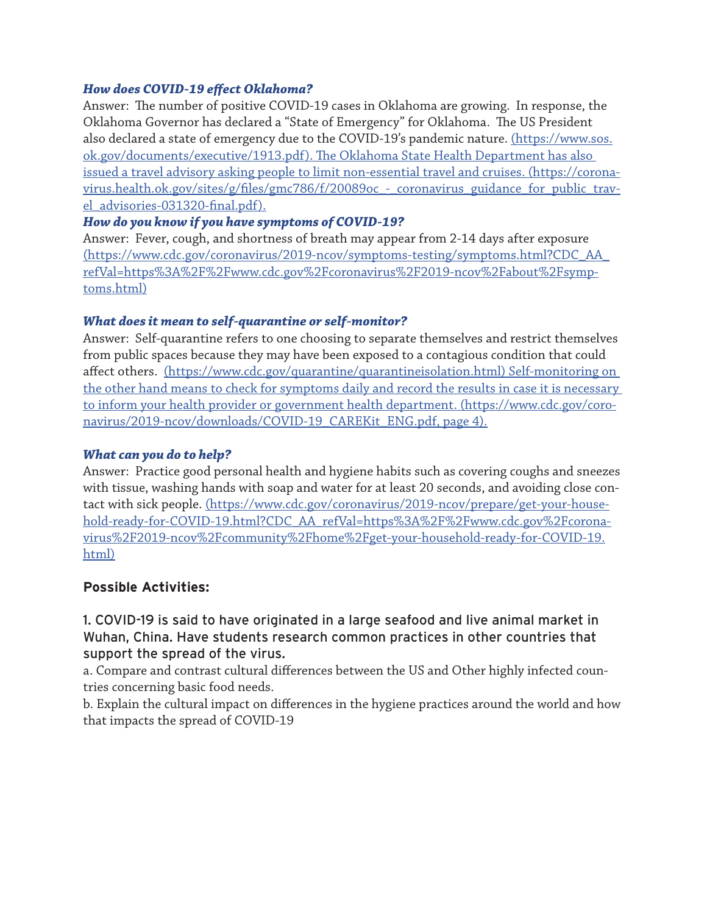***How does COVID-19 effect Oklahoma?***

Answer: The number of positive COVID-19 cases in Oklahoma are growing. In response, the Oklahoma Governor has declared a "State of Emergency" for Oklahoma. The US President also declared a state of emergency due to the COVID-19's pandemic nature. (https://www.sos.ok.gov/documents/executive/1913.pdf). The Oklahoma State Health Department has also issued a travel advisory asking people to limit non-essential travel and cruises. (https://coronavirus.health.ok.gov/sites/g/files/gmc786/f/20089oc_-_coronavirus_guidance_for_public_travel_advisories-031320-final.pdf).

***How do you know if you have symptoms of COVID-19?***

Answer: Fever, cough, and shortness of breath may appear from 2-14 days after exposure (https://www.cdc.gov/coronavirus/2019-ncov/symptoms-testing/symptoms.html?CDC_AA_refVal=https%3A%2F%2Fwww.cdc.gov%2Fcoronavirus%2F2019-ncov%2Fabout%2Fsymptoms.html)

***What does it mean to self-quarantine or self-monitor?***

Answer: Self-quarantine refers to one choosing to separate themselves and restrict themselves from public spaces because they may have been exposed to a contagious condition that could affect others. (https://www.cdc.gov/quarantine/quarantineisolation.html) Self-monitoring on the other hand means to check for symptoms daily and record the results in case it is necessary to inform your health provider or government health department. (https://www.cdc.gov/coronavirus/2019-ncov/downloads/COVID-19_CAREKit_ENG.pdf, page 4).

***What can you do to help?***

Answer: Practice good personal health and hygiene habits such as covering coughs and sneezes with tissue, washing hands with soap and water for at least 20 seconds, and avoiding close contact with sick people. (https://www.cdc.gov/coronavirus/2019-ncov/prepare/get-your-household-ready-for-COVID-19.html?CDC_AA_refVal=https%3A%2F%2Fwww.cdc.gov%2Fcoronavirus%2F2019-ncov%2Fcommunity%2Fhome%2Fget-your-household-ready-for-COVID-19.html)

## Possible Activities:

### 1. COVID-19 is said to have originated in a large seafood and live animal market in Wuhan, China. Have students research common practices in other countries that support the spread of the virus.

a. Compare and contrast cultural differences between the US and Other highly infected countries concerning basic food needs.

b. Explain the cultural impact on differences in the hygiene practices around the world and how that impacts the spread of COVID-19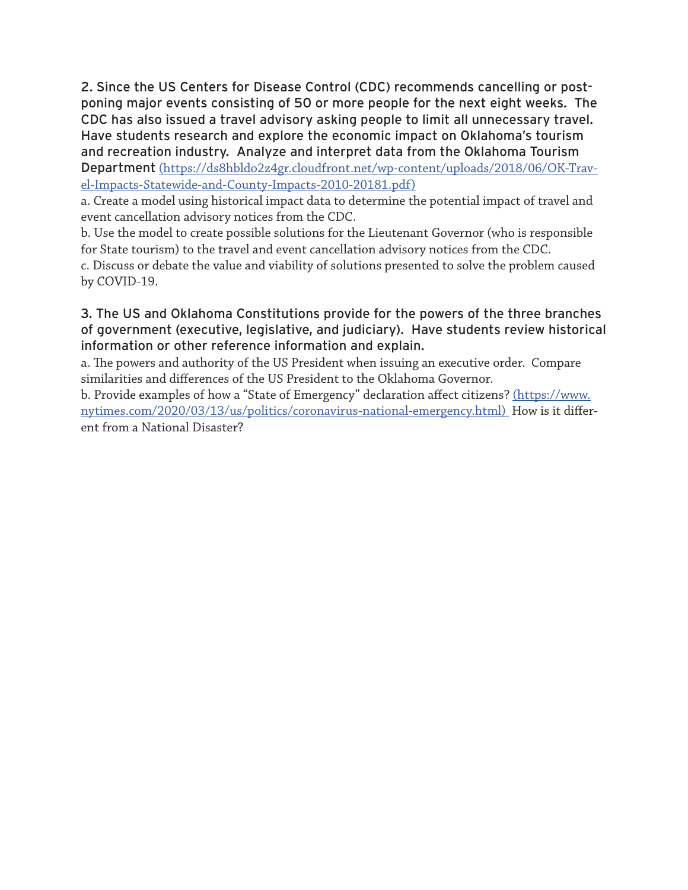**2. Since the US Centers for Disease Control (CDC) recommends cancelling or postponing major events consisting of 50 or more people for the next eight weeks. The CDC has also issued a travel advisory asking people to limit all unnecessary travel. Have students research and explore the economic impact on Oklahoma's tourism and recreation industry. Analyze and interpret data from the Oklahoma Tourism Department** [(https://ds8hbldo2z4gr.cloudfront.net/wp-content/uploads/2018/06/OK-Travel-Impacts-Statewide-and-County-Impacts-2010-20181.pdf)](https://ds8hbldo2z4gr.cloudfront.net/wp-content/uploads/2018/06/OK-Travel-Impacts-Statewide-and-County-Impacts-2010-20181.pdf)

a. Create a model using historical impact data to determine the potential impact of travel and event cancellation advisory notices from the CDC.

b. Use the model to create possible solutions for the Lieutenant Governor (who is responsible for State tourism) to the travel and event cancellation advisory notices from the CDC.

c. Discuss or debate the value and viability of solutions presented to solve the problem caused by COVID-19.

**3. The US and Oklahoma Constitutions provide for the powers of the three branches of government (executive, legislative, and judiciary). Have students review historical information or other reference information and explain.**

a. The powers and authority of the US President when issuing an executive order. Compare similarities and differences of the US President to the Oklahoma Governor.

b. Provide examples of how a "State of Emergency" declaration affect citizens? [(https://www.nytimes.com/2020/03/13/us/politics/coronavirus-national-emergency.html)](https://www.nytimes.com/2020/03/13/us/politics/coronavirus-national-emergency.html) How is it different from a National Disaster?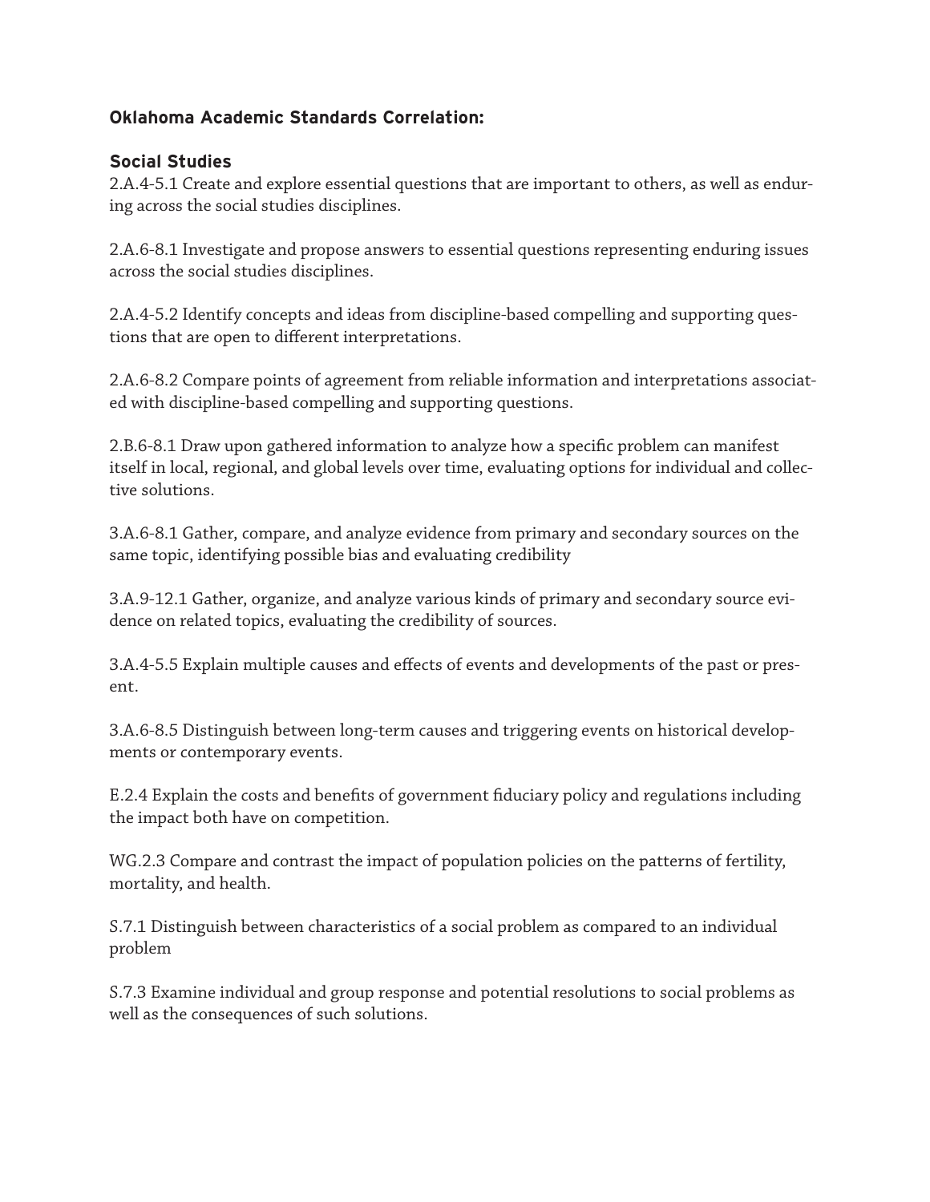### Oklahoma Academic Standards Correlation:

### Social Studies

2.A.4-5.1 Create and explore essential questions that are important to others, as well as enduring across the social studies disciplines.

2.A.6-8.1 Investigate and propose answers to essential questions representing enduring issues across the social studies disciplines.

2.A.4-5.2 Identify concepts and ideas from discipline-based compelling and supporting questions that are open to different interpretations.

2.A.6-8.2 Compare points of agreement from reliable information and interpretations associated with discipline-based compelling and supporting questions.

2.B.6-8.1 Draw upon gathered information to analyze how a specific problem can manifest itself in local, regional, and global levels over time, evaluating options for individual and collective solutions.

3.A.6-8.1 Gather, compare, and analyze evidence from primary and secondary sources on the same topic, identifying possible bias and evaluating credibility

3.A.9-12.1 Gather, organize, and analyze various kinds of primary and secondary source evidence on related topics, evaluating the credibility of sources.

3.A.4-5.5 Explain multiple causes and effects of events and developments of the past or present.

3.A.6-8.5 Distinguish between long-term causes and triggering events on historical developments or contemporary events.

E.2.4 Explain the costs and benefits of government fiduciary policy and regulations including the impact both have on competition.

WG.2.3 Compare and contrast the impact of population policies on the patterns of fertility, mortality, and health.

S.7.1 Distinguish between characteristics of a social problem as compared to an individual problem

S.7.3 Examine individual and group response and potential resolutions to social problems as well as the consequences of such solutions.